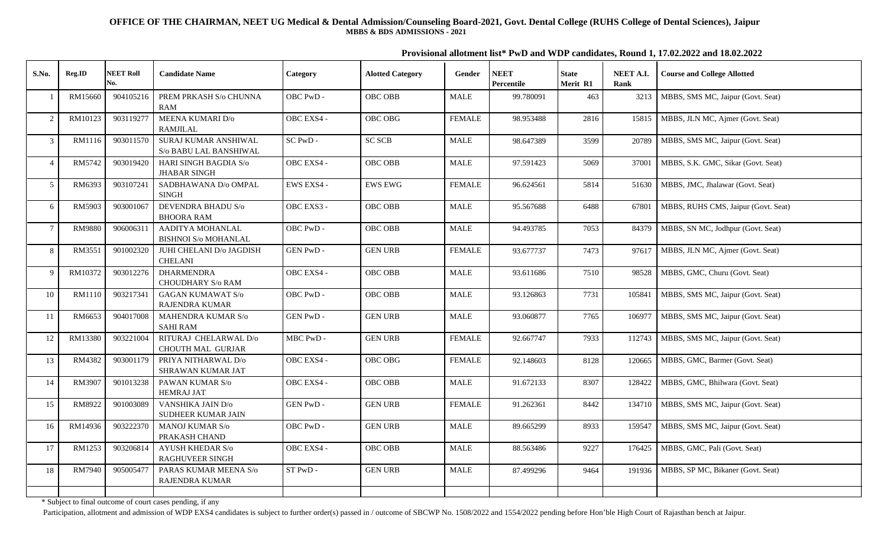**OFFICE OF THE CHAIRMAN, NEET UG Medical & Dental Admission/Counseling Board-2021, Govt. Dental College (RUHS College of Dental Sciences), Jaipur**
**MBBS & BDS ADMISSIONS - 2021**

**Provisional allotment list* PwD and WDP candidates, Round 1, 17.02.2022 and 18.02.2022**

| S.No. | Reg.ID | NEET Roll No. | Candidate Name | Category | Alloted Category | Gender | NEET Percentile | State Merit R1 | NEET A.I. Rank | Course and College Allotted |
|---|---|---|---|---|---|---|---|---|---|---|
| 1 | RM15660 | 904105216 | PREM PRKASH S/o CHUNNA RAM | OBC PwD - | OBC OBB | MALE | 99.780091 | 463 | 3213 | MBBS, SMS MC, Jaipur (Govt. Seat) |
| 2 | RM10123 | 903119277 | MEENA KUMARI D/o RAMJILAL | OBC EXS4 - | OBC OBG | FEMALE | 98.953488 | 2816 | 15815 | MBBS, JLN MC, Ajmer (Govt. Seat) |
| 3 | RM1116 | 903011570 | SURAJ KUMAR ANSHIWAL S/o BABU LAL BANSHIWAL | SC PwD - | SC SCB | MALE | 98.647389 | 3599 | 20789 | MBBS, SMS MC, Jaipur (Govt. Seat) |
| 4 | RM5742 | 903019420 | HARI SINGH BAGDIA S/o JHABAR SINGH | OBC EXS4 - | OBC OBB | MALE | 97.591423 | 5069 | 37001 | MBBS, S.K. GMC, Sikar (Govt. Seat) |
| 5 | RM6393 | 903107241 | SADBHAWANA D/o OMPAL SINGH | EWS EXS4 - | EWS EWG | FEMALE | 96.624561 | 5814 | 51630 | MBBS, JMC, Jhalawar (Govt. Seat) |
| 6 | RM5903 | 903001067 | DEVENDRA BHADU S/o BHOORA RAM | OBC EXS3 - | OBC OBB | MALE | 95.567688 | 6488 | 67801 | MBBS, RUHS CMS, Jaipur (Govt. Seat) |
| 7 | RM9880 | 906006311 | AADITYA MOHANLAL BISHNOI S/o MOHANLAL | OBC PwD - | OBC OBB | MALE | 94.493785 | 7053 | 84379 | MBBS, SN MC, Jodhpur (Govt. Seat) |
| 8 | RM3551 | 901002320 | JUHI CHELANI D/o JAGDISH CHELANI | GEN PwD - | GEN URB | FEMALE | 93.677737 | 7473 | 97617 | MBBS, JLN MC, Ajmer (Govt. Seat) |
| 9 | RM10372 | 903012276 | DHARMENDRA CHOUDHARY S/o RAM | OBC EXS4 - | OBC OBB | MALE | 93.611686 | 7510 | 98528 | MBBS, GMC, Churu (Govt. Seat) |
| 10 | RM1110 | 903217341 | GAGAN KUMAWAT S/o RAJENDRA KUMAR | OBC PwD - | OBC OBB | MALE | 93.126863 | 7731 | 105841 | MBBS, SMS MC, Jaipur (Govt. Seat) |
| 11 | RM6653 | 904017008 | MAHENDRA KUMAR S/o SAHI RAM | GEN PwD - | GEN URB | MALE | 93.060877 | 7765 | 106977 | MBBS, SMS MC, Jaipur (Govt. Seat) |
| 12 | RM13380 | 903221004 | RITURAJ CHELARWAL D/o CHOUTH MAL GURJAR | MBC PwD - | GEN URB | FEMALE | 92.667747 | 7933 | 112743 | MBBS, SMS MC, Jaipur (Govt. Seat) |
| 13 | RM4382 | 903001179 | PRIYA NITHARWAL D/o SHRAWAN KUMAR JAT | OBC EXS4 - | OBC OBG | FEMALE | 92.148603 | 8128 | 120665 | MBBS, GMC, Barmer (Govt. Seat) |
| 14 | RM3907 | 901013238 | PAWAN KUMAR S/o HEMRAJ JAT | OBC EXS4 - | OBC OBB | MALE | 91.672133 | 8307 | 128422 | MBBS, GMC, Bhilwara (Govt. Seat) |
| 15 | RM8922 | 901003089 | VANSHIKA JAIN D/o SUDHEER KUMAR JAIN | GEN PwD - | GEN URB | FEMALE | 91.262361 | 8442 | 134710 | MBBS, SMS MC, Jaipur (Govt. Seat) |
| 16 | RM14936 | 903222370 | MANOJ KUMAR S/o PRAKASH CHAND | OBC PwD - | GEN URB | MALE | 89.665299 | 8933 | 159547 | MBBS, SMS MC, Jaipur (Govt. Seat) |
| 17 | RM1253 | 903206814 | AYUSH KHEDAR S/o RAGHUVEER SINGH | OBC EXS4 - | OBC OBB | MALE | 88.563486 | 9227 | 176425 | MBBS, GMC, Pali (Govt. Seat) |
| 18 | RM7940 | 905005477 | PARAS KUMAR MEENA S/o RAJENDRA KUMAR | ST PwD - | GEN URB | MALE | 87.499296 | 9464 | 191936 | MBBS, SP MC, Bikaner (Govt. Seat) |

\* Subject to final outcome of court cases pending, if any

Participation, allotment and admission of WDP EXS4 candidates is subject to further order(s) passed in / outcome of SBCWP No. 1508/2022 and 1554/2022 pending before Hon'ble High Court of Rajasthan bench at Jaipur.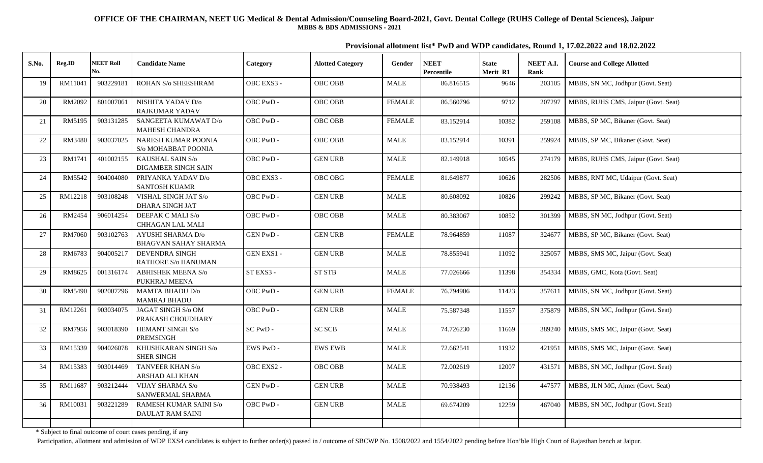**OFFICE OF THE CHAIRMAN, NEET UG Medical & Dental Admission/Counseling Board-2021, Govt. Dental College (RUHS College of Dental Sciences), Jaipur**
**MBBS & BDS ADMISSIONS - 2021**

**Provisional allotment list* PwD and WDP candidates, Round 1, 17.02.2022 and 18.02.2022**

| S.No. | Reg.ID | NEET Roll No. | Candidate Name | Category | Alloted Category | Gender | NEET Percentile | State Merit R1 | NEET A.I. Rank | Course and College Allotted |
|---|---|---|---|---|---|---|---|---|---|---|
| 19 | RM11041 | 903229181 | ROHAN S/o SHEESHRAM | OBC EXS3 - | OBC OBB | MALE | 86.816515 | 9646 | 203105 | MBBS, SN MC, Jodhpur (Govt. Seat) |
| 20 | RM2092 | 801007061 | NISHITA YADAV D/o RAJKUMAR YADAV | OBC PwD - | OBC OBB | FEMALE | 86.560796 | 9712 | 207297 | MBBS, RUHS CMS, Jaipur (Govt. Seat) |
| 21 | RM5195 | 903131285 | SANGEETA KUMAWAT D/o MAHESH CHANDRA | OBC PwD - | OBC OBB | FEMALE | 83.152914 | 10382 | 259108 | MBBS, SP MC, Bikaner (Govt. Seat) |
| 22 | RM3480 | 903037025 | NARESH KUMAR POONIA S/o MOHABBAT POONIA | OBC PwD - | OBC OBB | MALE | 83.152914 | 10391 | 259924 | MBBS, SP MC, Bikaner (Govt. Seat) |
| 23 | RM1741 | 401002155 | KAUSHAL SAIN S/o DIGAMBER SINGH SAIN | OBC PwD - | GEN URB | MALE | 82.149918 | 10545 | 274179 | MBBS, RUHS CMS, Jaipur (Govt. Seat) |
| 24 | RM5542 | 904004080 | PRIYANKA YADAV D/o SANTOSH KUAMR | OBC EXS3 - | OBC OBG | FEMALE | 81.649877 | 10626 | 282506 | MBBS, RNT MC, Udaipur (Govt. Seat) |
| 25 | RM12218 | 903108248 | VISHAL SINGH JAT S/o DHARA SINGH JAT | OBC PwD - | GEN URB | MALE | 80.608092 | 10826 | 299242 | MBBS, SP MC, Bikaner (Govt. Seat) |
| 26 | RM2454 | 906014254 | DEEPAK C MALI S/o CHHAGAN LAL MALI | OBC PwD - | OBC OBB | MALE | 80.383067 | 10852 | 301399 | MBBS, SN MC, Jodhpur (Govt. Seat) |
| 27 | RM7060 | 903102763 | AYUSHI SHARMA D/o BHAGVAN SAHAY SHARMA | GEN PwD - | GEN URB | FEMALE | 78.964859 | 11087 | 324677 | MBBS, SP MC, Bikaner (Govt. Seat) |
| 28 | RM6783 | 904005217 | DEVENDRA SINGH RATHORE S/o HANUMAN | GEN EXS1 - | GEN URB | MALE | 78.855941 | 11092 | 325057 | MBBS, SMS MC, Jaipur (Govt. Seat) |
| 29 | RM8625 | 001316174 | ABHISHEK MEENA S/o PUKHRAJ MEENA | ST EXS3 - | ST STB | MALE | 77.026666 | 11398 | 354334 | MBBS, GMC, Kota (Govt. Seat) |
| 30 | RM5490 | 902007296 | MAMTA BHADU D/o MAMRAJ BHADU | OBC PwD - | GEN URB | FEMALE | 76.794906 | 11423 | 357611 | MBBS, SN MC, Jodhpur (Govt. Seat) |
| 31 | RM12261 | 903034075 | JAGAT SINGH S/o OM PRAKASH CHOUDHARY | OBC PwD - | GEN URB | MALE | 75.587348 | 11557 | 375879 | MBBS, SN MC, Jodhpur (Govt. Seat) |
| 32 | RM7956 | 903018390 | HEMANT SINGH S/o PREMSINGH | SC PwD - | SC SCB | MALE | 74.726230 | 11669 | 389240 | MBBS, SMS MC, Jaipur (Govt. Seat) |
| 33 | RM15339 | 904026078 | KHUSHKARAN SINGH S/o SHER SINGH | EWS PwD - | EWS EWB | MALE | 72.662541 | 11932 | 421951 | MBBS, SMS MC, Jaipur (Govt. Seat) |
| 34 | RM15383 | 903014469 | TANVEER KHAN S/o ARSHAD ALI KHAN | OBC EXS2 - | OBC OBB | MALE | 72.002619 | 12007 | 431571 | MBBS, SN MC, Jodhpur (Govt. Seat) |
| 35 | RM11687 | 903212444 | VIJAY SHARMA S/o SANWERMAL SHARMA | GEN PwD - | GEN URB | MALE | 70.938493 | 12136 | 447577 | MBBS, JLN MC, Ajmer (Govt. Seat) |
| 36 | RM10031 | 903221289 | RAMESH KUMAR SAINI S/o DAULAT RAM SAINI | OBC PwD - | GEN URB | MALE | 69.674209 | 12259 | 467040 | MBBS, SN MC, Jodhpur (Govt. Seat) |

* Subject to final outcome of court cases pending, if any

Participation, allotment and admission of WDP EXS4 candidates is subject to further order(s) passed in / outcome of SBCWP No. 1508/2022 and 1554/2022 pending before Hon'ble High Court of Rajasthan bench at Jaipur.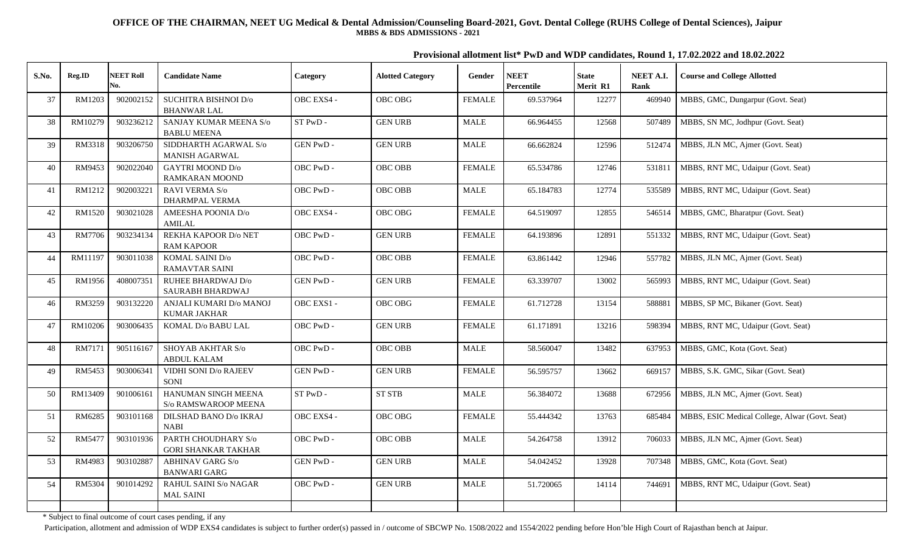**OFFICE OF THE CHAIRMAN, NEET UG Medical & Dental Admission/Counseling Board-2021, Govt. Dental College (RUHS College of Dental Sciences), Jaipur**
**MBBS & BDS ADMISSIONS - 2021**

**Provisional allotment list* PwD and WDP candidates, Round 1, 17.02.2022 and 18.02.2022**

| S.No. | Reg.ID | NEET Roll No. | Candidate Name | Category | Alloted Category | Gender | NEET Percentile | State Merit R1 | NEET A.I. Rank | Course and College Allotted |
|---|---|---|---|---|---|---|---|---|---|---|
| 37 | RM1203 | 902002152 | SUCHITRA BISHNOI D/o BHANWAR LAL | OBC EXS4 - | OBC OBG | FEMALE | 69.537964 | 12277 | 469940 | MBBS, GMC, Dungarpur (Govt. Seat) |
| 38 | RM10279 | 903236212 | SANJAY KUMAR MEENA S/o BABLU MEENA | ST PwD - | GEN URB | MALE | 66.964455 | 12568 | 507489 | MBBS, SN MC, Jodhpur (Govt. Seat) |
| 39 | RM3318 | 903206750 | SIDDHARTH AGARWAL S/o MANISH AGARWAL | GEN PwD - | GEN URB | MALE | 66.662824 | 12596 | 512474 | MBBS, JLN MC, Ajmer (Govt. Seat) |
| 40 | RM9453 | 902022040 | GAYTRI MOOND D/o RAMKARAN MOOND | OBC PwD - | OBC OBB | FEMALE | 65.534786 | 12746 | 531811 | MBBS, RNT MC, Udaipur (Govt. Seat) |
| 41 | RM1212 | 902003221 | RAVI VERMA S/o DHARMPAL VERMA | OBC PwD - | OBC OBB | MALE | 65.184783 | 12774 | 535589 | MBBS, RNT MC, Udaipur (Govt. Seat) |
| 42 | RM1520 | 903021028 | AMEESHA POONIA D/o AMILAL | OBC EXS4 - | OBC OBG | FEMALE | 64.519097 | 12855 | 546514 | MBBS, GMC, Bharatpur (Govt. Seat) |
| 43 | RM7706 | 903234134 | REKHA KAPOOR D/o NET RAM KAPOOR | OBC PwD - | GEN URB | FEMALE | 64.193896 | 12891 | 551332 | MBBS, RNT MC, Udaipur (Govt. Seat) |
| 44 | RM11197 | 903011038 | KOMAL SAINI D/o RAMAVTAR SAINI | OBC PwD - | OBC OBB | FEMALE | 63.861442 | 12946 | 557782 | MBBS, JLN MC, Ajmer (Govt. Seat) |
| 45 | RM1956 | 408007351 | RUHEE BHARDWAJ D/o SAURABH BHARDWAJ | GEN PwD - | GEN URB | FEMALE | 63.339707 | 13002 | 565993 | MBBS, RNT MC, Udaipur (Govt. Seat) |
| 46 | RM3259 | 903132220 | ANJALI KUMARI D/o MANOJ KUMAR JAKHAR | OBC EXS1 - | OBC OBG | FEMALE | 61.712728 | 13154 | 588881 | MBBS, SP MC, Bikaner (Govt. Seat) |
| 47 | RM10206 | 903006435 | KOMAL D/o BABU LAL | OBC PwD - | GEN URB | FEMALE | 61.171891 | 13216 | 598394 | MBBS, RNT MC, Udaipur (Govt. Seat) |
| 48 | RM7171 | 905116167 | SHOYAB AKHTAR S/o ABDUL KALAM | OBC PwD - | OBC OBB | MALE | 58.560047 | 13482 | 637953 | MBBS, GMC, Kota (Govt. Seat) |
| 49 | RM5453 | 903006341 | VIDHI SONI D/o RAJEEV SONI | GEN PwD - | GEN URB | FEMALE | 56.595757 | 13662 | 669157 | MBBS, S.K. GMC, Sikar (Govt. Seat) |
| 50 | RM13409 | 901006161 | HANUMAN SINGH MEENA S/o RAMSWAROOP MEENA | ST PwD - | ST STB | MALE | 56.384072 | 13688 | 672956 | MBBS, JLN MC, Ajmer (Govt. Seat) |
| 51 | RM6285 | 903101168 | DILSHAD BANO D/o IKRAJ NABI | OBC EXS4 - | OBC OBG | FEMALE | 55.444342 | 13763 | 685484 | MBBS, ESIC Medical College, Alwar (Govt. Seat) |
| 52 | RM5477 | 903101936 | PARTH CHOUDHARY S/o GORI SHANKAR TAKHAR | OBC PwD - | OBC OBB | MALE | 54.264758 | 13912 | 706033 | MBBS, JLN MC, Ajmer (Govt. Seat) |
| 53 | RM4983 | 903102887 | ABHINAV GARG S/o BANWARI GARG | GEN PwD - | GEN URB | MALE | 54.042452 | 13928 | 707348 | MBBS, GMC, Kota (Govt. Seat) |
| 54 | RM5304 | 901014292 | RAHUL SAINI S/o NAGAR MAL SAINI | OBC PwD - | GEN URB | MALE | 51.720065 | 14114 | 744691 | MBBS, RNT MC, Udaipur (Govt. Seat) |
| | | | | | | | | | | |

* Subject to final outcome of court cases pending, if any

Participation, allotment and admission of WDP EXS4 candidates is subject to further order(s) passed in / outcome of SBCWP No. 1508/2022 and 1554/2022 pending before Hon'ble High Court of Rajasthan bench at Jaipur.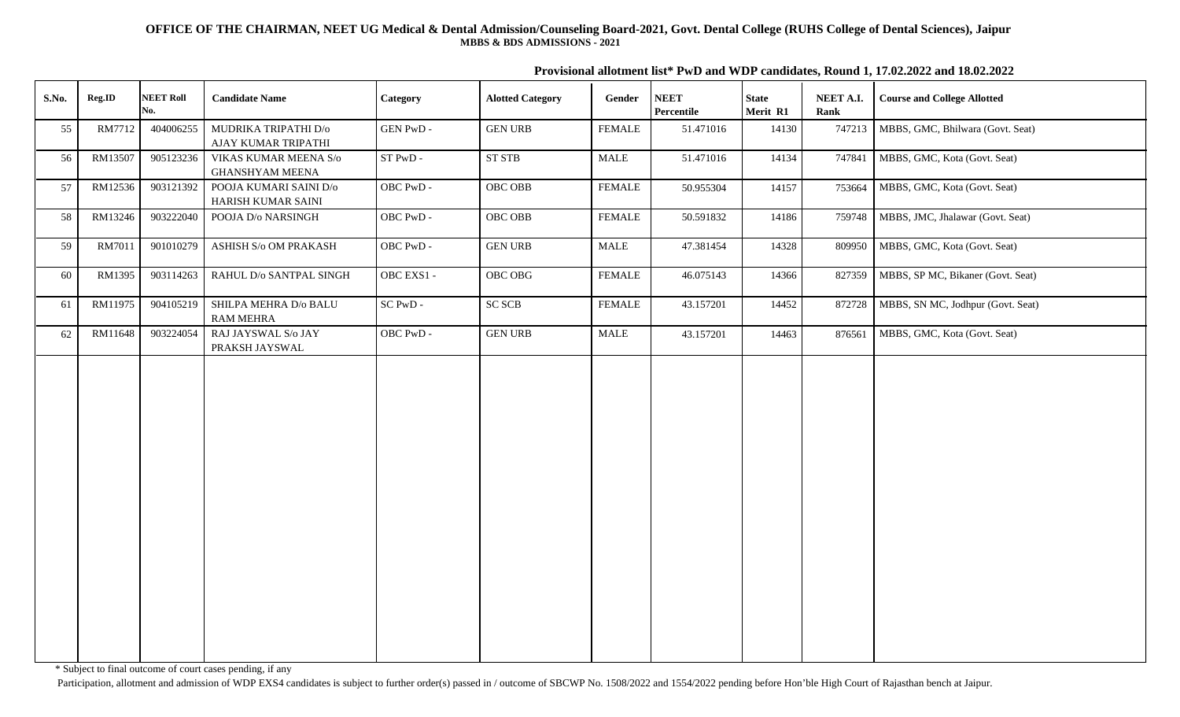**OFFICE OF THE CHAIRMAN, NEET UG Medical & Dental Admission/Counseling Board-2021, Govt. Dental College (RUHS College of Dental Sciences), Jaipur**
**MBBS & BDS ADMISSIONS - 2021**

**Provisional allotment list* PwD and WDP candidates, Round 1, 17.02.2022 and 18.02.2022**

| S.No. | Reg.ID | NEET Roll No. | Candidate Name | Category | Allotted Category | Gender | NEET Percentile | State Merit R1 | NEET A.I. Rank | Course and College Allotted |
|---|---|---|---|---|---|---|---|---|---|---|
| 55 | RM7712 | 404006255 | MUDRIKA TRIPATHI D/o AJAY KUMAR TRIPATHI | GEN PwD - | GEN URB | FEMALE | 51.471016 | 14130 | 747213 | MBBS, GMC, Bhilwara (Govt. Seat) |
| 56 | RM13507 | 905123236 | VIKAS KUMAR MEENA S/o GHANSHYAM MEENA | ST PwD - | ST STB | MALE | 51.471016 | 14134 | 747841 | MBBS, GMC, Kota (Govt. Seat) |
| 57 | RM12536 | 903121392 | POOJA KUMARI SAINI D/o HARISH KUMAR SAINI | OBC PwD - | OBC OBB | FEMALE | 50.955304 | 14157 | 753664 | MBBS, GMC, Kota (Govt. Seat) |
| 58 | RM13246 | 903222040 | POOJA D/o NARSINGH | OBC PwD - | OBC OBB | FEMALE | 50.591832 | 14186 | 759748 | MBBS, JMC, Jhalawar (Govt. Seat) |
| 59 | RM7011 | 901010279 | ASHISH S/o OM PRAKASH | OBC PwD - | GEN URB | MALE | 47.381454 | 14328 | 809950 | MBBS, GMC, Kota (Govt. Seat) |
| 60 | RM1395 | 903114263 | RAHUL D/o SANTPAL SINGH | OBC EXS1 - | OBC OBG | FEMALE | 46.075143 | 14366 | 827359 | MBBS, SP MC, Bikaner (Govt. Seat) |
| 61 | RM11975 | 904105219 | SHILPA MEHRA D/o BALU RAM MEHRA | SC PwD - | SC SCB | FEMALE | 43.157201 | 14452 | 872728 | MBBS, SN MC, Jodhpur (Govt. Seat) |
| 62 | RM11648 | 903224054 | RAJ JAYSWAL S/o JAY PRAKSH JAYSWAL | OBC PwD - | GEN URB | MALE | 43.157201 | 14463 | 876561 | MBBS, GMC, Kota (Govt. Seat) |

\* Subject to final outcome of court cases pending, if any

Participation, allotment and admission of WDP EXS4 candidates is subject to further order(s) passed in / outcome of SBCWP No. 1508/2022 and 1554/2022 pending before Hon'ble High Court of Rajasthan bench at Jaipur.